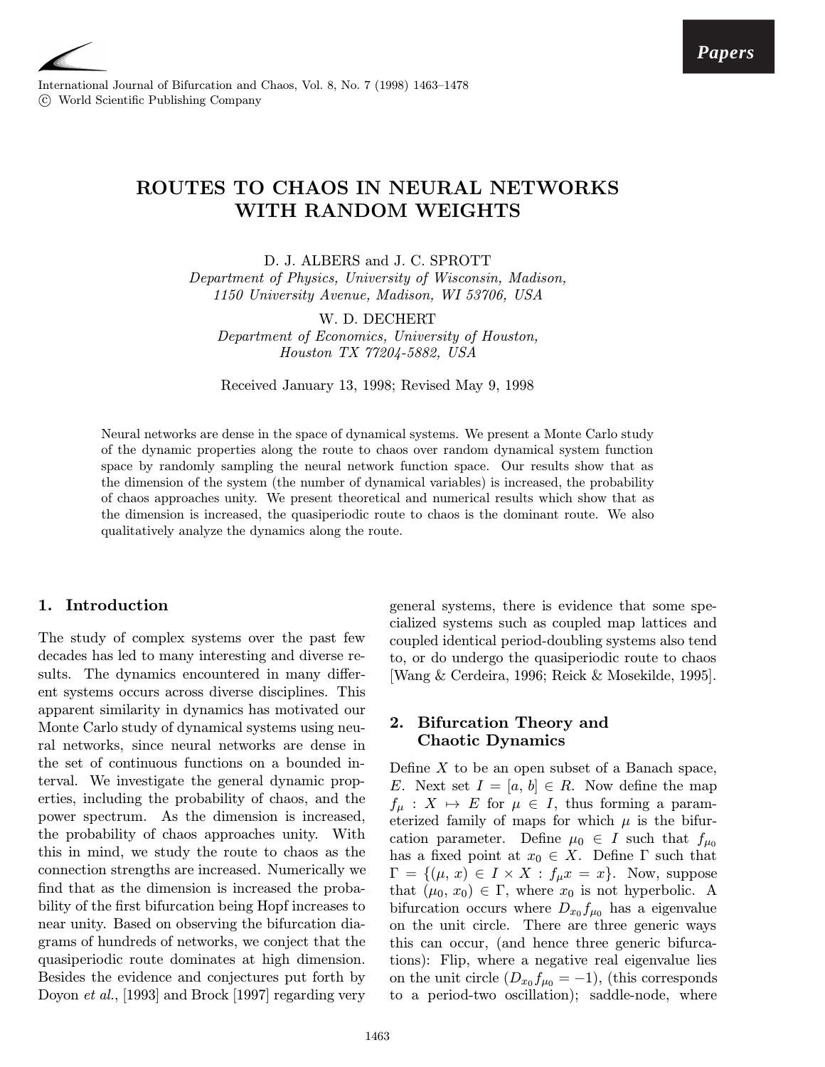# ROUTES TO CHAOS IN NEURAL NETWORKS WITH RANDOM WEIGHTS

D. J. ALBERS and J. C. SPROTT

*Department of Physics, University of Wisconsin, Madison, 1150 University Avenue, Madison, WI 53706, USA*

W. D. DECHERT

*Department of Economics, University of Houston, Houston TX 77204-5882, USA*

Received January 13, 1998; Revised May 9, 1998

Neural networks are dense in the space of dynamical systems. We present a Monte Carlo study of the dynamic properties along the route to chaos over random dynamical system function space by randomly sampling the neural network function space. Our results show that as the dimension of the system (the number of dynamical variables) is increased, the probability of chaos approaches unity. We present theoretical and numerical results which show that as the dimension is increased, the quasiperiodic route to chaos is the dominant route. We also qualitatively analyze the dynamics along the route.

## 1. Introduction

The study of complex systems over the past few decades has led to many interesting and diverse results. The dynamics encountered in many different systems occurs across diverse disciplines. This apparent similarity in dynamics has motivated our Monte Carlo study of dynamical systems using neural networks, since neural networks are dense in the set of continuous functions on a bounded interval. We investigate the general dynamic properties, including the probability of chaos, and the power spectrum. As the dimension is increased, the probability of chaos approaches unity. With this in mind, we study the route to chaos as the connection strengths are increased. Numerically we find that as the dimension is increased the probability of the first bifurcation being Hopf increases to near unity. Based on observing the bifurcation diagrams of hundreds of networks, we conject that the quasiperiodic route dominates at high dimension. Besides the evidence and conjectures put forth by Doyon *et al.*, [1993] and Brock [1997] regarding very general systems, there is evidence that some specialized systems such as coupled map lattices and coupled identical period-doubling systems also tend to, or do undergo the quasiperiodic route to chaos [Wang & Cerdeira, 1996; Reick & Mosekilde, 1995].

## 2. Bifurcation Theory and Chaotic Dynamics

Define $X$ to be an open subset of a Banach space, $E$. Next set $I = [a, b] \in R$. Now define the map $f_\mu : X \mapsto E$ for $\mu \in I$, thus forming a parameterized family of maps for which $\mu$ is the bifurcation parameter. Define $\mu_0 \in I$ such that $f_{\mu_0}$ has a fixed point at $x_0 \in X$. Define $\Gamma$ such that $\Gamma = \{(\mu, x) \in I \times X : f_\mu x = x\}$. Now, suppose that $(\mu_0, x_0) \in \Gamma$, where $x_0$ is not hyperbolic. A bifurcation occurs where $D_{x_0} f_{\mu_0}$ has a eigenvalue on the unit circle. There are three generic ways this can occur, (and hence three generic bifurcations): Flip, where a negative real eigenvalue lies on the unit circle ($D_{x_0} f_{\mu_0} = -1$), (this corresponds to a period-two oscillation); saddle-node, where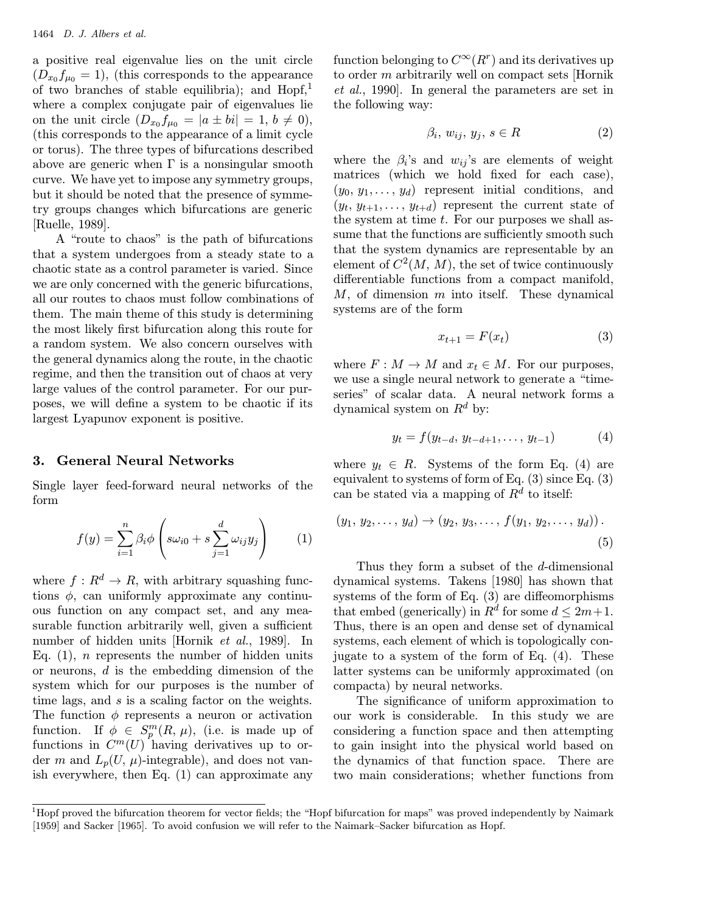a positive real eigenvalue lies on the unit circle ($D_{x_0} f_{\mu_0} = 1$), (this corresponds to the appearance of two branches of stable equilibria); and Hopf,[1] where a complex conjugate pair of eigenvalues lie on the unit circle ($D_{x_0} f_{\mu_0} = |a \pm bi| = 1$, $b \neq 0$), (this corresponds to the appearance of a limit cycle or torus). The three types of bifurcations described above are generic when $\Gamma$ is a nonsingular smooth curve. We have yet to impose any symmetry groups, but it should be noted that the presence of symmetry groups changes which bifurcations are generic [Ruelle, 1989].

A "route to chaos" is the path of bifurcations that a system undergoes from a steady state to a chaotic state as a control parameter is varied. Since we are only concerned with the generic bifurcations, all our routes to chaos must follow combinations of them. The main theme of this study is determining the most likely first bifurcation along this route for a random system. We also concern ourselves with the general dynamics along the route, in the chaotic regime, and then the transition out of chaos at very large values of the control parameter. For our purposes, we will define a system to be chaotic if its largest Lyapunov exponent is positive.

## 3. General Neural Networks

Single layer feed-forward neural networks of the form

$$f(y) = \sum_{i=1}^{n} \beta_i \phi \left( s\omega_{i0} + s \sum_{j=1}^{d} \omega_{ij} y_j \right) \tag{1}$$

where $f : R^d \to R$, with arbitrary squashing functions $\phi$, can uniformly approximate any continuous function on any compact set, and any measurable function arbitrarily well, given a sufficient number of hidden units [Hornik *et al.*, 1989]. In Eq. (1), $n$ represents the number of hidden units or neurons, $d$ is the embedding dimension of the system which for our purposes is the number of time lags, and $s$ is a scaling factor on the weights. The function $\phi$ represents a neuron or activation function. If $\phi \in S_p^m(R, \mu)$, (i.e. is made up of functions in $C^m(U)$ having derivatives up to order $m$ and $L_p(U, \mu)$-integrable), and does not vanish everywhere, then Eq. (1) can approximate any function belonging to $C^\infty(R^r)$ and its derivatives up to order $m$ arbitrarily well on compact sets [Hornik *et al.*, 1990]. In general the parameters are set in the following way:

$$\beta_i,\ w_{ij},\ y_j,\ s \in R \tag{2}$$

where the $\beta_i$'s and $w_{ij}$'s are elements of weight matrices (which we hold fixed for each case), $(y_0, y_1, \ldots, y_d)$ represent initial conditions, and $(y_t, y_{t+1}, \ldots, y_{t+d})$ represent the current state of the system at time $t$. For our purposes we shall assume that the functions are sufficiently smooth such that the system dynamics are representable by an element of $C^2(M, M)$, the set of twice continuously differentiable functions from a compact manifold, $M$, of dimension $m$ into itself. These dynamical systems are of the form

$$x_{t+1} = F(x_t) \tag{3}$$

where $F : M \to M$ and $x_t \in M$. For our purposes, we use a single neural network to generate a "time-series" of scalar data. A neural network forms a dynamical system on $R^d$ by:

$$y_t = f(y_{t-d}, y_{t-d+1}, \ldots, y_{t-1}) \tag{4}$$

where $y_t \in R$. Systems of the form Eq. (4) are equivalent to systems of form of Eq. (3) since Eq. (3) can be stated via a mapping of $R^d$ to itself:

$$(y_1, y_2, \ldots, y_d) \to (y_2, y_3, \ldots, f(y_1, y_2, \ldots, y_d)) . \tag{5}$$

Thus they form a subset of the $d$-dimensional dynamical systems. Takens [1980] has shown that systems of the form of Eq. (3) are diffeomorphisms that embed (generically) in $R^d$ for some $d \leq 2m+1$. Thus, there is an open and dense set of dynamical systems, each element of which is topologically conjugate to a system of the form of Eq. (4). These latter systems can be uniformly approximated (on compacta) by neural networks.

The significance of uniform approximation to our work is considerable. In this study we are considering a function space and then attempting to gain insight into the physical world based on the dynamics of that function space. There are two main considerations; whether functions from

[1] Hopf proved the bifurcation theorem for vector fields; the "Hopf bifurcation for maps" was proved independently by Naimark [1959] and Sacker [1965]. To avoid confusion we will refer to the Naimark–Sacker bifurcation as Hopf.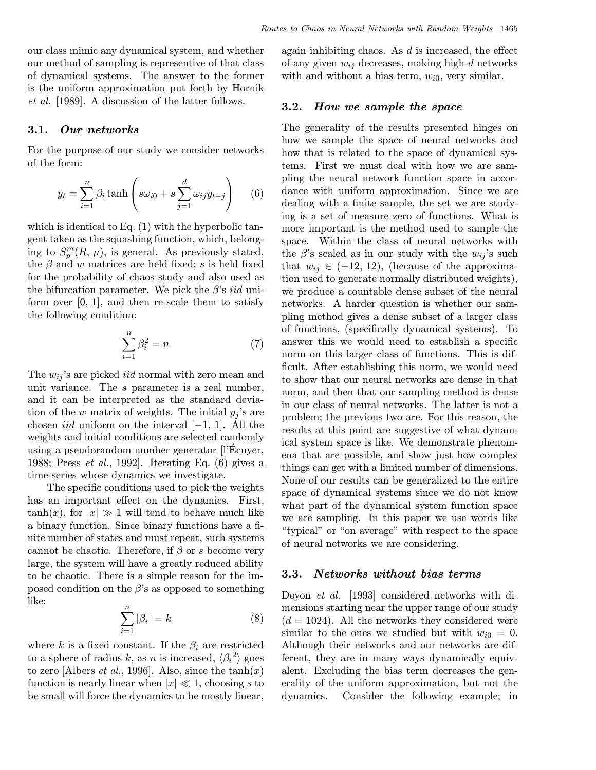our class mimic any dynamical system, and whether our method of sampling is representive of that class of dynamical systems. The answer to the former is the uniform approximation put forth by Hornik *et al.* [1989]. A discussion of the latter follows.

### 3.1. *Our networks*

For the purpose of our study we consider networks of the form:

$$y_t = \sum_{i=1}^{n} \beta_i \tanh\left(s\omega_{i0} + s\sum_{j=1}^{d} \omega_{ij} y_{t-j}\right) \tag{6}$$

which is identical to Eq. (1) with the hyperbolic tangent taken as the squashing function, which, belonging to $S_p^m(R, \mu)$, is general. As previously stated, the $\beta$ and $w$ matrices are held fixed; $s$ is held fixed for the probability of chaos study and also used as the bifurcation parameter. We pick the $\beta$'s *iid* uniform over [0, 1], and then re-scale them to satisfy the following condition:

$$\sum_{i=1}^{n} \beta_i^2 = n \tag{7}$$

The $w_{ij}$'s are picked *iid* normal with zero mean and unit variance. The $s$ parameter is a real number, and it can be interpreted as the standard deviation of the $w$ matrix of weights. The initial $y_j$'s are chosen *iid* uniform on the interval $[-1, 1]$. All the weights and initial conditions are selected randomly using a pseudorandom number generator [l'Écuyer, 1988; Press *et al.*, 1992]. Iterating Eq. (6) gives a time-series whose dynamics we investigate.

The specific conditions used to pick the weights has an important effect on the dynamics. First, $\tanh(x)$, for $|x| \gg 1$ will tend to behave much like a binary function. Since binary functions have a finite number of states and must repeat, such systems cannot be chaotic. Therefore, if $\beta$ or $s$ become very large, the system will have a greatly reduced ability to be chaotic. There is a simple reason for the imposed condition on the $\beta$'s as opposed to something like:

$$\sum_{i=1}^{n} |\beta_i| = k \tag{8}$$

where $k$ is a fixed constant. If the $\beta_i$ are restricted to a sphere of radius $k$, as $n$ is increased, $\langle {\beta_i}^2 \rangle$ goes to zero [Albers *et al.*, 1996]. Also, since the $\tanh(x)$ function is nearly linear when $|x| \ll 1$, choosing $s$ to be small will force the dynamics to be mostly linear, again inhibiting chaos. As $d$ is increased, the effect of any given $w_{ij}$ decreases, making high-$d$ networks with and without a bias term, $w_{i0}$, very similar.

### 3.2. *How we sample the space*

The generality of the results presented hinges on how we sample the space of neural networks and how that is related to the space of dynamical systems. First we must deal with how we are sampling the neural network function space in accordance with uniform approximation. Since we are dealing with a finite sample, the set we are studying is a set of measure zero of functions. What is more important is the method used to sample the space. Within the class of neural networks with the $\beta$'s scaled as in our study with the $w_{ij}$'s such that $w_{ij} \in (-12, 12)$, (because of the approximation used to generate normally distributed weights), we produce a countable dense subset of the neural networks. A harder question is whether our sampling method gives a dense subset of a larger class of functions, (specifically dynamical systems). To answer this we would need to establish a specific norm on this larger class of functions. This is difficult. After establishing this norm, we would need to show that our neural networks are dense in that norm, and then that our sampling method is dense in our class of neural networks. The latter is not a problem; the previous two are. For this reason, the results at this point are suggestive of what dynamical system space is like. We demonstrate phenomena that are possible, and show just how complex things can get with a limited number of dimensions. None of our results can be generalized to the entire space of dynamical systems since we do not know what part of the dynamical system function space we are sampling. In this paper we use words like "typical" or "on average" with respect to the space of neural networks we are considering.

### 3.3. *Networks without bias terms*

Doyon *et al.* [1993] considered networks with dimensions starting near the upper range of our study ($d = 1024$). All the networks they considered were similar to the ones we studied but with $w_{i0} = 0$. Although their networks and our networks are different, they are in many ways dynamically equivalent. Excluding the bias term decreases the generality of the uniform approximation, but not the dynamics. Consider the following example; in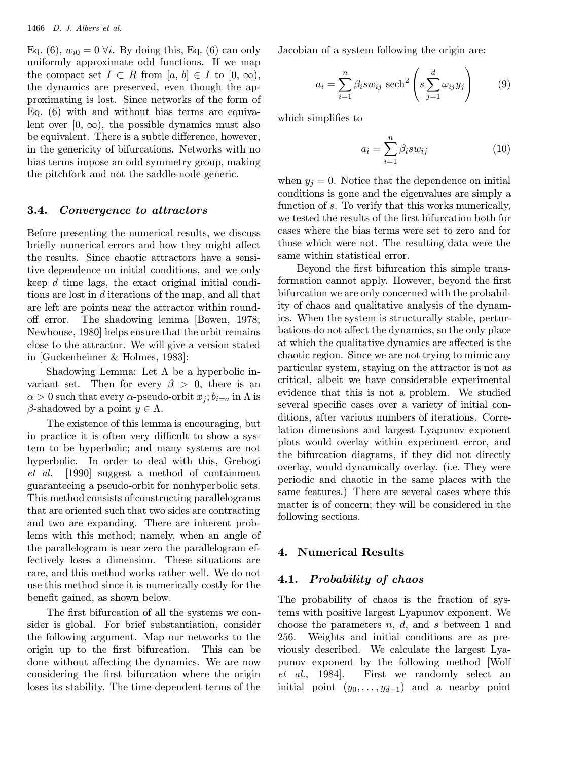Eq. (6), $w_{i0} = 0 \; \forall i$. By doing this, Eq. (6) can only uniformly approximate odd functions. If we map the compact set $I \subset R$ from $[a, b] \in I$ to $[0, \infty)$, the dynamics are preserved, even though the approximating is lost. Since networks of the form of Eq. (6) with and without bias terms are equivalent over $[0, \infty)$, the possible dynamics must also be equivalent. There is a subtle difference, however, in the genericity of bifurcations. Networks with no bias terms impose an odd symmetry group, making the pitchfork and not the saddle-node generic.

### 3.4. *Convergence to attractors*

Before presenting the numerical results, we discuss briefly numerical errors and how they might affect the results. Since chaotic attractors have a sensitive dependence on initial conditions, and we only keep $d$ time lags, the exact original initial conditions are lost in $d$ iterations of the map, and all that are left are points near the attractor within round-off error. The shadowing lemma [Bowen, 1978; Newhouse, 1980] helps ensure that the orbit remains close to the attractor. We will give a version stated in [Guckenheimer & Holmes, 1983]:

Shadowing Lemma: Let $\Lambda$ be a hyperbolic invariant set. Then for every $\beta > 0$, there is an $\alpha > 0$ such that every $\alpha$-pseudo-orbit $x_j; b_{i=a}$ in $\Lambda$ is $\beta$-shadowed by a point $y \in \Lambda$.

The existence of this lemma is encouraging, but in practice it is often very difficult to show a system to be hyperbolic; and many systems are not hyperbolic. In order to deal with this, Grebogi *et al.* [1990] suggest a method of containment guaranteeing a pseudo-orbit for nonhyperbolic sets. This method consists of constructing parallelograms that are oriented such that two sides are contracting and two are expanding. There are inherent problems with this method; namely, when an angle of the parallelogram is near zero the parallelogram effectively loses a dimension. These situations are rare, and this method works rather well. We do not use this method since it is numerically costly for the benefit gained, as shown below.

The first bifurcation of all the systems we consider is global. For brief substantiation, consider the following argument. Map our networks to the origin up to the first bifurcation. This can be done without affecting the dynamics. We are now considering the first bifurcation where the origin loses its stability. The time-dependent terms of the Jacobian of a system following the origin are:

$$a_i = \sum_{i=1}^{n} \beta_i s w_{ij} \operatorname{sech}^2 \left( s \sum_{j=1}^{d} \omega_{ij} y_j \right) \tag{9}$$

which simplifies to

$$a_i = \sum_{i=1}^{n} \beta_i s w_{ij} \tag{10}$$

when $y_j = 0$. Notice that the dependence on initial conditions is gone and the eigenvalues are simply a function of $s$. To verify that this works numerically, we tested the results of the first bifurcation both for cases where the bias terms were set to zero and for those which were not. The resulting data were the same within statistical error.

Beyond the first bifurcation this simple transformation cannot apply. However, beyond the first bifurcation we are only concerned with the probability of chaos and qualitative analysis of the dynamics. When the system is structurally stable, perturbations do not affect the dynamics, so the only place at which the qualitative dynamics are affected is the chaotic region. Since we are not trying to mimic any particular system, staying on the attractor is not as critical, albeit we have considerable experimental evidence that this is not a problem. We studied several specific cases over a variety of initial conditions, after various numbers of iterations. Correlation dimensions and largest Lyapunov exponent plots would overlay within experiment error, and the bifurcation diagrams, if they did not directly overlay, would dynamically overlay. (i.e. They were periodic and chaotic in the same places with the same features.) There are several cases where this matter is of concern; they will be considered in the following sections.

## 4. Numerical Results

### 4.1. *Probability of chaos*

The probability of chaos is the fraction of systems with positive largest Lyapunov exponent. We choose the parameters $n$, $d$, and $s$ between 1 and 256. Weights and initial conditions are as previously described. We calculate the largest Lyapunov exponent by the following method [Wolf *et al.*, 1984]. First we randomly select an initial point $(y_0, \ldots, y_{d-1})$ and a nearby point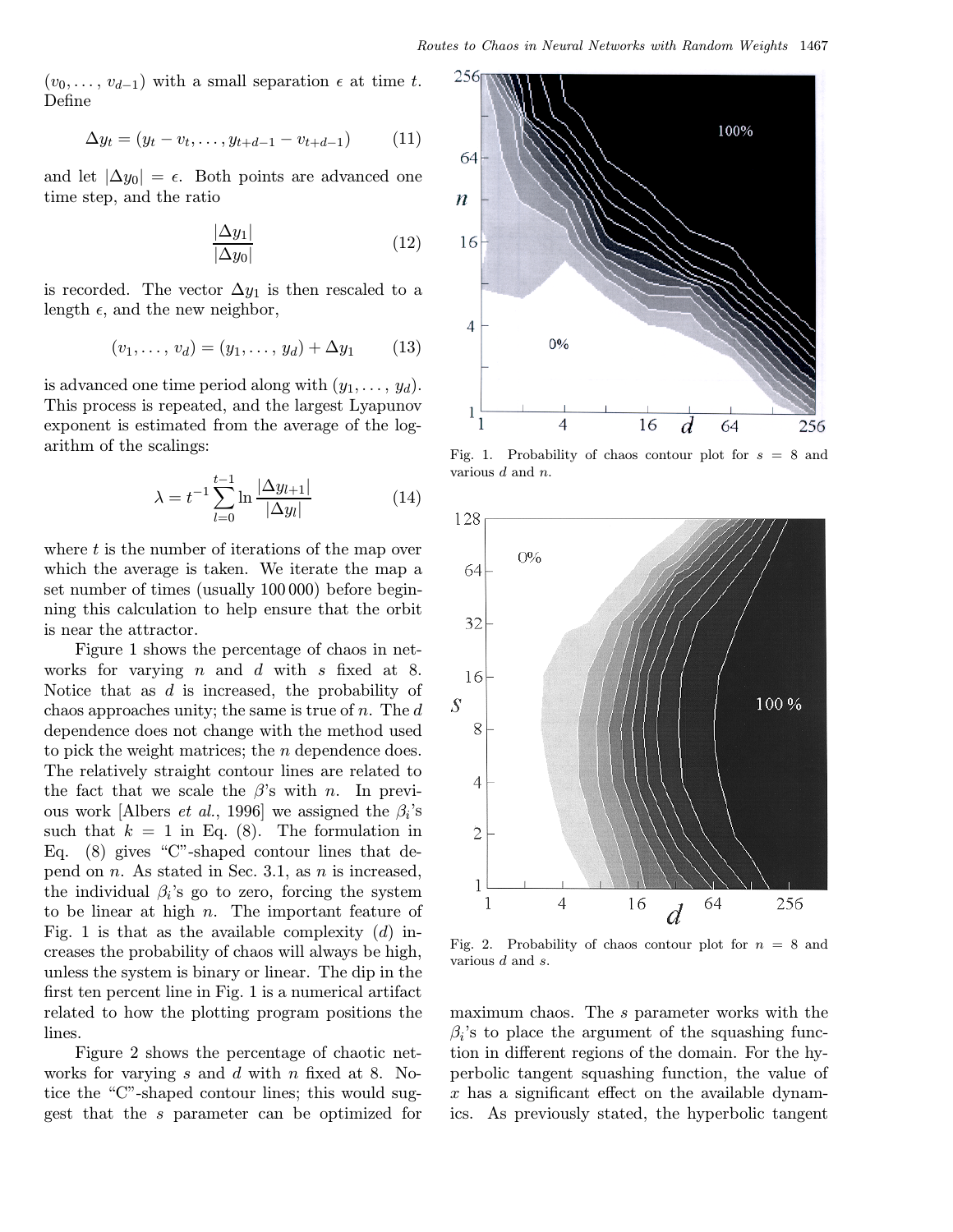$(v_0, \ldots, v_{d-1})$ with a small separation $\epsilon$ at time $t$. Define

$$\Delta y_t = (y_t - v_t, \ldots, y_{t+d-1} - v_{t+d-1}) \tag{11}$$

and let $|\Delta y_0| = \epsilon$. Both points are advanced one time step, and the ratio

$$\frac{|\Delta y_1|}{|\Delta y_0|} \tag{12}$$

is recorded. The vector $\Delta y_1$ is then rescaled to a length $\epsilon$, and the new neighbor,

$$(v_1, \ldots, v_d) = (y_1, \ldots, y_d) + \Delta y_1 \tag{13}$$

is advanced one time period along with $(y_1, \ldots, y_d)$. This process is repeated, and the largest Lyapunov exponent is estimated from the average of the logarithm of the scalings:

$$\lambda = t^{-1} \sum_{l=0}^{t-1} \ln \frac{|\Delta y_{l+1}|}{|\Delta y_l|} \tag{14}$$

where $t$ is the number of iterations of the map over which the average is taken. We iterate the map a set number of times (usually 100 000) before beginning this calculation to help ensure that the orbit is near the attractor.

Figure 1 shows the percentage of chaos in networks for varying $n$ and $d$ with $s$ fixed at 8. Notice that as $d$ is increased, the probability of chaos approaches unity; the same is true of $n$. The $d$ dependence does not change with the method used to pick the weight matrices; the $n$ dependence does. The relatively straight contour lines are related to the fact that we scale the $\beta$'s with $n$. In previous work [Albers *et al.*, 1996] we assigned the $\beta_i$'s such that $k = 1$ in Eq. (8). The formulation in Eq. (8) gives "C"-shaped contour lines that depend on $n$. As stated in Sec. 3.1, as $n$ is increased, the individual $\beta_i$'s go to zero, forcing the system to be linear at high $n$. The important feature of Fig. 1 is that as the available complexity ($d$) increases the probability of chaos will always be high, unless the system is binary or linear. The dip in the first ten percent line in Fig. 1 is a numerical artifact related to how the plotting program positions the lines.

Figure 2 shows the percentage of chaotic networks for varying $s$ and $d$ with $n$ fixed at 8. Notice the "C"-shaped contour lines; this would suggest that the $s$ parameter can be optimized for maximum chaos. The $s$ parameter works with the $\beta_i$'s to place the argument of the squashing function in different regions of the domain. For the hyperbolic tangent squashing function, the value of $x$ has a significant effect on the available dynamics. As previously stated, the hyperbolic tangent

Fig. 1. Probability of chaos contour plot for $s = 8$ and various $d$ and $n$.

Fig. 2. Probability of chaos contour plot for $n = 8$ and various $d$ and $s$.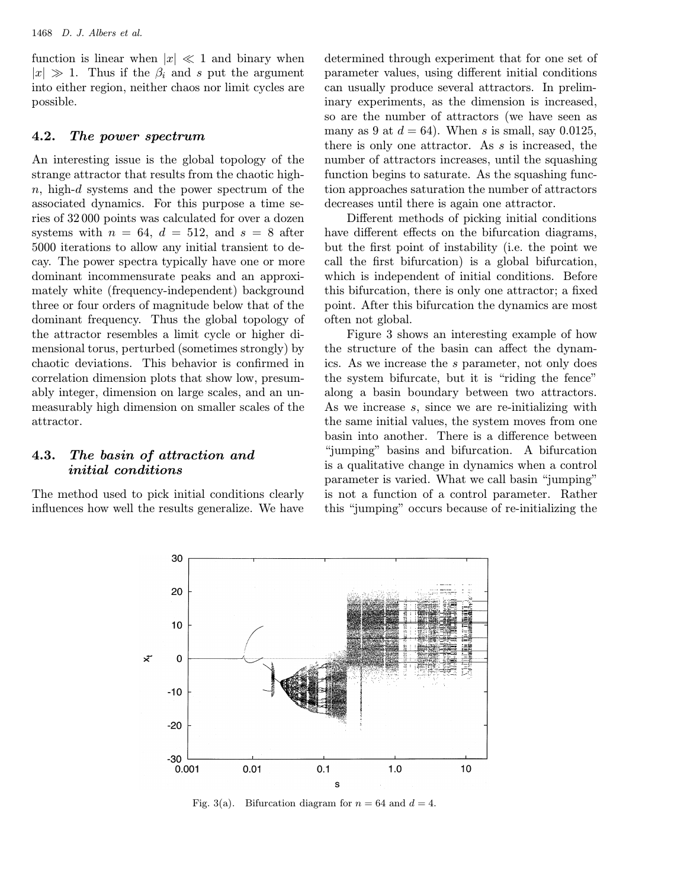function is linear when $|x| \ll 1$ and binary when $|x| \gg 1$. Thus if the $\beta_i$ and $s$ put the argument into either region, neither chaos nor limit cycles are possible.

### 4.2. *The power spectrum*

An interesting issue is the global topology of the strange attractor that results from the chaotic high-$n$, high-$d$ systems and the power spectrum of the associated dynamics. For this purpose a time series of 32 000 points was calculated for over a dozen systems with $n = 64$, $d = 512$, and $s = 8$ after 5000 iterations to allow any initial transient to decay. The power spectra typically have one or more dominant incommensurate peaks and an approximately white (frequency-independent) background three or four orders of magnitude below that of the dominant frequency. Thus the global topology of the attractor resembles a limit cycle or higher dimensional torus, perturbed (sometimes strongly) by chaotic deviations. This behavior is confirmed in correlation dimension plots that show low, presumably integer, dimension on large scales, and an unmeasurably high dimension on smaller scales of the attractor.

### 4.3. *The basin of attraction and initial conditions*

The method used to pick initial conditions clearly influences how well the results generalize. We have determined through experiment that for one set of parameter values, using different initial conditions can usually produce several attractors. In preliminary experiments, as the dimension is increased, so are the number of attractors (we have seen as many as 9 at $d = 64$). When $s$ is small, say 0.0125, there is only one attractor. As $s$ is increased, the number of attractors increases, until the squashing function begins to saturate. As the squashing function approaches saturation the number of attractors decreases until there is again one attractor.

Different methods of picking initial conditions have different effects on the bifurcation diagrams, but the first point of instability (i.e. the point we call the first bifurcation) is a global bifurcation, which is independent of initial conditions. Before this bifurcation, there is only one attractor; a fixed point. After this bifurcation the dynamics are most often not global.

Figure 3 shows an interesting example of how the structure of the basin can affect the dynamics. As we increase the $s$ parameter, not only does the system bifurcate, but it is "riding the fence" along a basin boundary between two attractors. As we increase $s$, since we are re-initializing with the same initial values, the system moves from one basin into another. There is a difference between "jumping" basins and bifurcation. A bifurcation is a qualitative change in dynamics when a control parameter is varied. What we call basin "jumping" is not a function of a control parameter. Rather this "jumping" occurs because of re-initializing the

30
20
10
0
-10
-20
-30
$x_t$
0.001
0.01
0.1
1.0
10
s

Fig. 3(a). Bifurcation diagram for $n = 64$ and $d = 4$.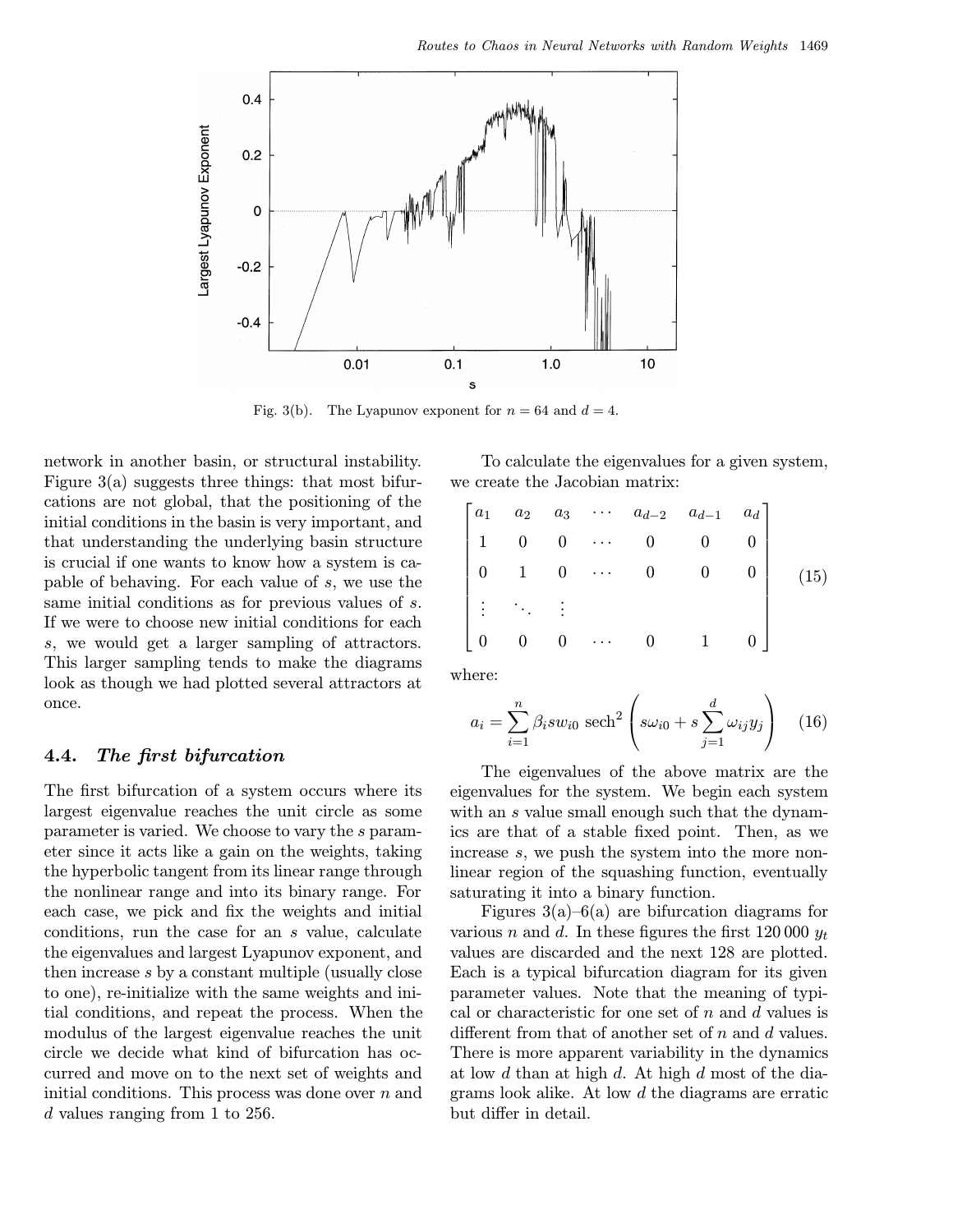Fig. 3(b). The Lyapunov exponent for $n = 64$ and $d = 4$.

network in another basin, or structural instability. Figure 3(a) suggests three things: that most bifurcations are not global, that the positioning of the initial conditions in the basin is very important, and that understanding the underlying basin structure is crucial if one wants to know how a system is capable of behaving. For each value of $s$, we use the same initial conditions as for previous values of $s$. If we were to choose new initial conditions for each $s$, we would get a larger sampling of attractors. This larger sampling tends to make the diagrams look as though we had plotted several attractors at once.

### 4.4. *The first bifurcation*

The first bifurcation of a system occurs where its largest eigenvalue reaches the unit circle as some parameter is varied. We choose to vary the $s$ parameter since it acts like a gain on the weights, taking the hyperbolic tangent from its linear range through the nonlinear range and into its binary range. For each case, we pick and fix the weights and initial conditions, run the case for an $s$ value, calculate the eigenvalues and largest Lyapunov exponent, and then increase $s$ by a constant multiple (usually close to one), re-initialize with the same weights and initial conditions, and repeat the process. When the modulus of the largest eigenvalue reaches the unit circle we decide what kind of bifurcation has occurred and move on to the next set of weights and initial conditions. This process was done over $n$ and $d$ values ranging from 1 to 256.

To calculate the eigenvalues for a given system, we create the Jacobian matrix:

$$
\begin{bmatrix}
a_1 & a_2 & a_3 & \cdots & a_{d-2} & a_{d-1} & a_d \\
1 & 0 & 0 & \cdots & 0 & 0 & 0 \\
0 & 1 & 0 & \cdots & 0 & 0 & 0 \\
\vdots & \ddots & \vdots & & & & \\
0 & 0 & 0 & \cdots & 0 & 1 & 0
\end{bmatrix}
\tag{15}
$$

where:

$$
a_i = \sum_{i=1}^{n} \beta_i s w_{i0} \operatorname{sech}^2 \left( s\omega_{i0} + s \sum_{j=1}^{d} \omega_{ij} y_j \right)
\tag{16}
$$

The eigenvalues of the above matrix are the eigenvalues for the system. We begin each system with an $s$ value small enough such that the dynamics are that of a stable fixed point. Then, as we increase $s$, we push the system into the more nonlinear region of the squashing function, eventually saturating it into a binary function.

Figures 3(a)–6(a) are bifurcation diagrams for various $n$ and $d$. In these figures the first 120 000 $y_t$ values are discarded and the next 128 are plotted. Each is a typical bifurcation diagram for its given parameter values. Note that the meaning of typical or characteristic for one set of $n$ and $d$ values is different from that of another set of $n$ and $d$ values. There is more apparent variability in the dynamics at low $d$ than at high $d$. At high $d$ most of the diagrams look alike. At low $d$ the diagrams are erratic but differ in detail.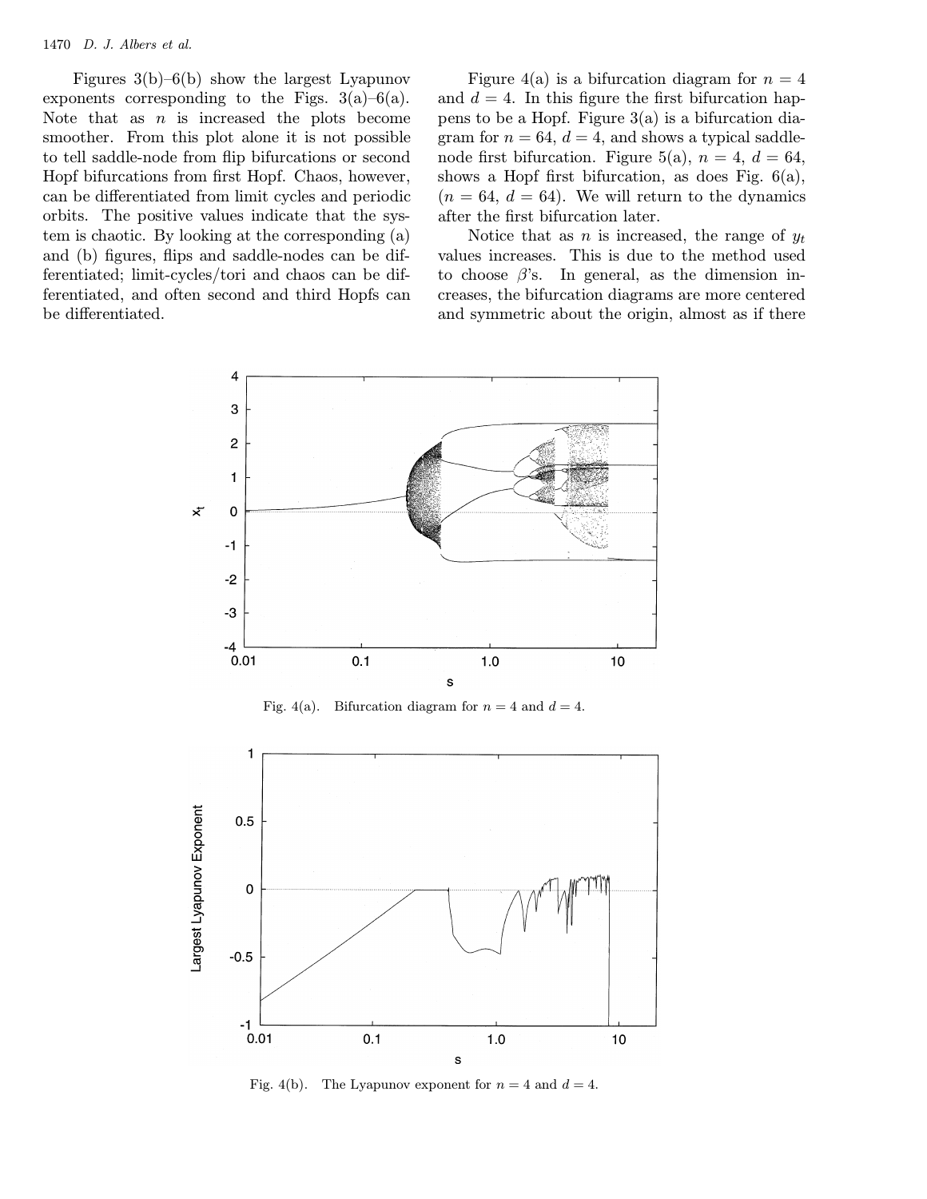Figures 3(b)–6(b) show the largest Lyapunov exponents corresponding to the Figs. 3(a)–6(a). Note that as $n$ is increased the plots become smoother. From this plot alone it is not possible to tell saddle-node from flip bifurcations or second Hopf bifurcations from first Hopf. Chaos, however, can be differentiated from limit cycles and periodic orbits. The positive values indicate that the system is chaotic. By looking at the corresponding (a) and (b) figures, flips and saddle-nodes can be differentiated; limit-cycles/tori and chaos can be differentiated, and often second and third Hopfs can be differentiated.

Figure 4(a) is a bifurcation diagram for $n = 4$ and $d = 4$. In this figure the first bifurcation happens to be a Hopf. Figure 3(a) is a bifurcation diagram for $n = 64$, $d = 4$, and shows a typical saddle-node first bifurcation. Figure 5(a), $n = 4$, $d = 64$, shows a Hopf first bifurcation, as does Fig. 6(a), ($n = 64$, $d = 64$). We will return to the dynamics after the first bifurcation later.

Notice that as $n$ is increased, the range of $y_t$ values increases. This is due to the method used to choose $\beta$'s. In general, as the dimension increases, the bifurcation diagrams are more centered and symmetric about the origin, almost as if there

Fig. 4(a). Bifurcation diagram for $n = 4$ and $d = 4$.

Fig. 4(b). The Lyapunov exponent for $n = 4$ and $d = 4$.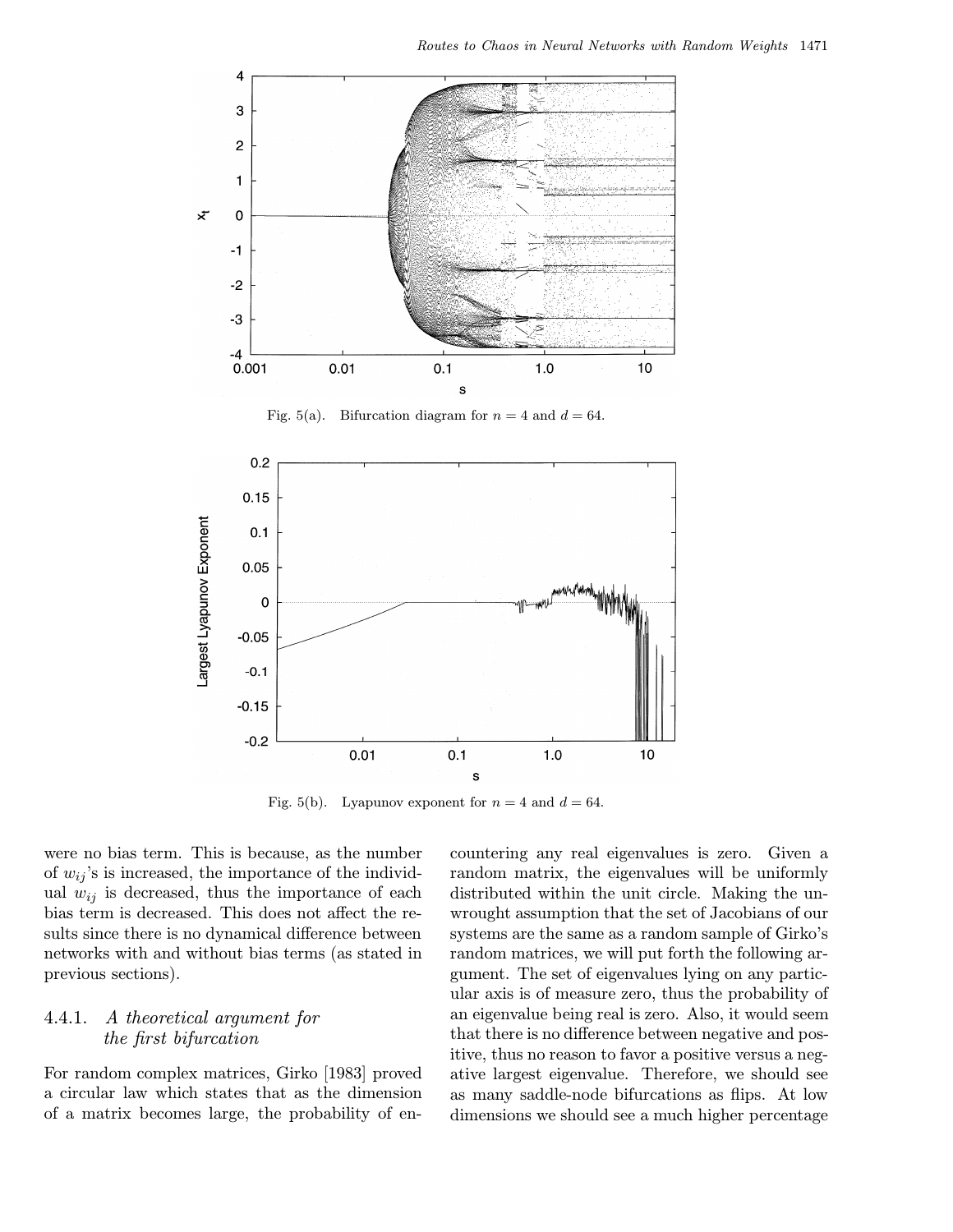Fig. 5(a). Bifurcation diagram for $n = 4$ and $d = 64$.

Fig. 5(b). Lyapunov exponent for $n = 4$ and $d = 64$.

were no bias term. This is because, as the number of $w_{ij}$'s is increased, the importance of the individual $w_{ij}$ is decreased, thus the importance of each bias term is decreased. This does not affect the results since there is no dynamical difference between networks with and without bias terms (as stated in previous sections).

#### 4.4.1. *A theoretical argument for the first bifurcation*

For random complex matrices, Girko [1983] proved a circular law which states that as the dimension of a matrix becomes large, the probability of encountering any real eigenvalues is zero. Given a random matrix, the eigenvalues will be uniformly distributed within the unit circle. Making the unwrought assumption that the set of Jacobians of our systems are the same as a random sample of Girko's random matrices, we will put forth the following argument. The set of eigenvalues lying on any particular axis is of measure zero, thus the probability of an eigenvalue being real is zero. Also, it would seem that there is no difference between negative and positive, thus no reason to favor a positive versus a negative largest eigenvalue. Therefore, we should see as many saddle-node bifurcations as flips. At low dimensions we should see a much higher percentage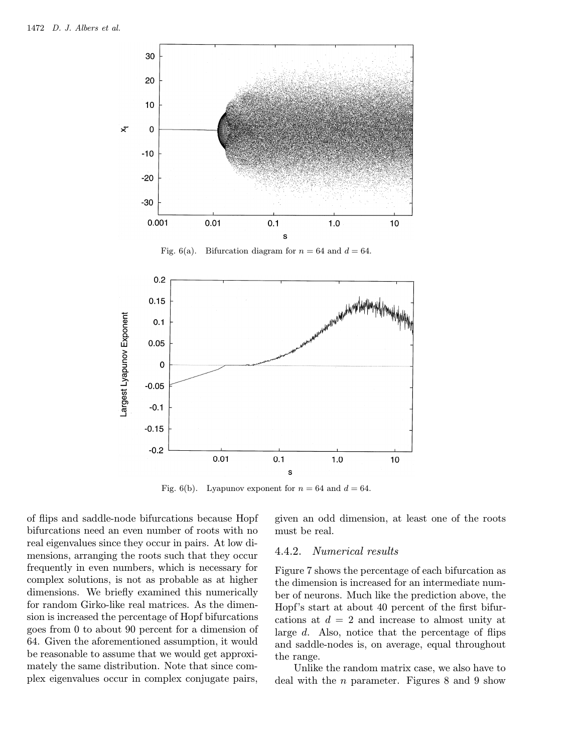Fig. 6(a). Bifurcation diagram for $n = 64$ and $d = 64$.

Fig. 6(b). Lyapunov exponent for $n = 64$ and $d = 64$.

of flips and saddle-node bifurcations because Hopf bifurcations need an even number of roots with no real eigenvalues since they occur in pairs. At low dimensions, arranging the roots such that they occur frequently in even numbers, which is necessary for complex solutions, is not as probable as at higher dimensions. We briefly examined this numerically for random Girko-like real matrices. As the dimension is increased the percentage of Hopf bifurcations goes from 0 to about 90 percent for a dimension of 64. Given the aforementioned assumption, it would be reasonable to assume that we would get approximately the same distribution. Note that since complex eigenvalues occur in complex conjugate pairs, given an odd dimension, at least one of the roots must be real.

#### 4.4.2. *Numerical results*

Figure 7 shows the percentage of each bifurcation as the dimension is increased for an intermediate number of neurons. Much like the prediction above, the Hopf's start at about 40 percent of the first bifurcations at $d = 2$ and increase to almost unity at large $d$. Also, notice that the percentage of flips and saddle-nodes is, on average, equal throughout the range.

Unlike the random matrix case, we also have to deal with the $n$ parameter. Figures 8 and 9 show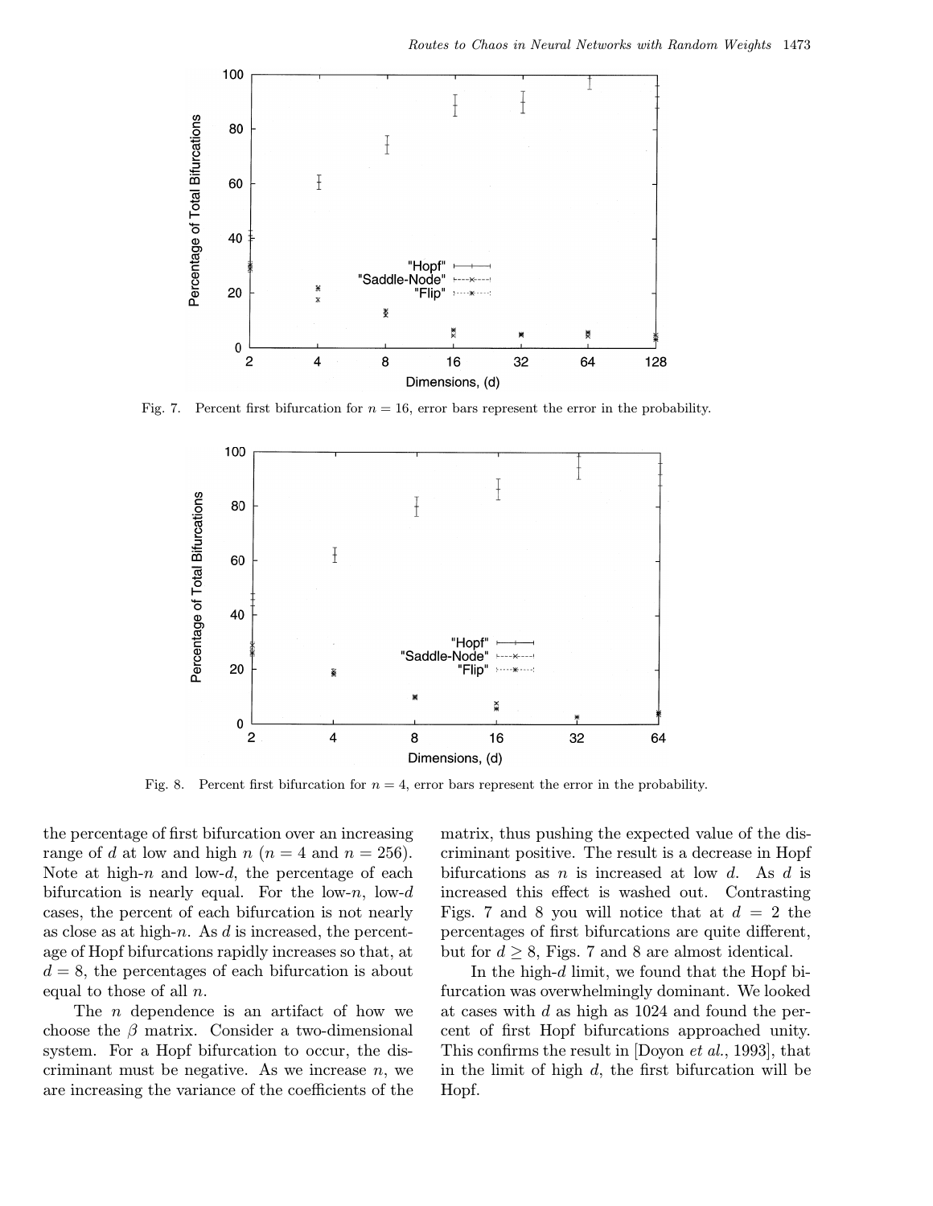Fig. 7. Percent first bifurcation for $n = 16$, error bars represent the error in the probability.

Fig. 8. Percent first bifurcation for $n = 4$, error bars represent the error in the probability.

the percentage of first bifurcation over an increasing range of $d$ at low and high $n$ ($n = 4$ and $n = 256$). Note at high-$n$ and low-$d$, the percentage of each bifurcation is nearly equal. For the low-$n$, low-$d$ cases, the percent of each bifurcation is not nearly as close as at high-$n$. As $d$ is increased, the percentage of Hopf bifurcations rapidly increases so that, at $d = 8$, the percentages of each bifurcation is about equal to those of all $n$.

The $n$ dependence is an artifact of how we choose the $\beta$ matrix. Consider a two-dimensional system. For a Hopf bifurcation to occur, the discriminant must be negative. As we increase $n$, we are increasing the variance of the coefficients of the matrix, thus pushing the expected value of the discriminant positive. The result is a decrease in Hopf bifurcations as $n$ is increased at low $d$. As $d$ is increased this effect is washed out. Contrasting Figs. 7 and 8 you will notice that at $d = 2$ the percentages of first bifurcations are quite different, but for $d \geq 8$, Figs. 7 and 8 are almost identical.

In the high-$d$ limit, we found that the Hopf bifurcation was overwhelmingly dominant. We looked at cases with $d$ as high as 1024 and found the percent of first Hopf bifurcations approached unity. This confirms the result in [Doyon *et al.*, 1993], that in the limit of high $d$, the first bifurcation will be Hopf.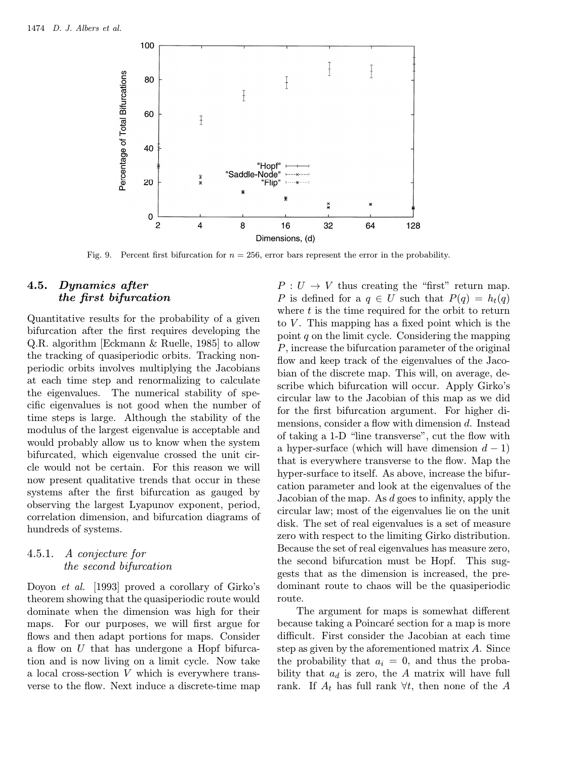100
80
60
40
20
0

Percentage of Total Bifurcations

2 4 8 16 32 64 128

Dimensions, (d)

"Hopf"
"Saddle-Node"
"Flip"

Fig. 9. Percent first bifurcation for $n = 256$, error bars represent the error in the probability.

### 4.5. *Dynamics after the first bifurcation*

Quantitative results for the probability of a given bifurcation after the first requires developing the Q.R. algorithm [Eckmann & Ruelle, 1985] to allow the tracking of quasiperiodic orbits. Tracking nonperiodic orbits involves multiplying the Jacobians at each time step and renormalizing to calculate the eigenvalues. The numerical stability of specific eigenvalues is not good when the number of time steps is large. Although the stability of the modulus of the largest eigenvalue is acceptable and would probably allow us to know when the system bifurcated, which eigenvalue crossed the unit circle would not be certain. For this reason we will now present qualitative trends that occur in these systems after the first bifurcation as gauged by observing the largest Lyapunov exponent, period, correlation dimension, and bifurcation diagrams of hundreds of systems.

#### 4.5.1. *A conjecture for the second bifurcation*

Doyon *et al.* [1993] proved a corollary of Girko's theorem showing that the quasiperiodic route would dominate when the dimension was high for their maps. For our purposes, we will first argue for flows and then adapt portions for maps. Consider a flow on $U$ that has undergone a Hopf bifurcation and is now living on a limit cycle. Now take a local cross-section $V$ which is everywhere transverse to the flow. Next induce a discrete-time map $P : U \to V$ thus creating the "first" return map. $P$ is defined for a $q \in U$ such that $P(q) = h_t(q)$ where $t$ is the time required for the orbit to return to $V$. This mapping has a fixed point which is the point $q$ on the limit cycle. Considering the mapping $P$, increase the bifurcation parameter of the original flow and keep track of the eigenvalues of the Jacobian of the discrete map. This will, on average, describe which bifurcation will occur. Apply Girko's circular law to the Jacobian of this map as we did for the first bifurcation argument. For higher dimensions, consider a flow with dimension $d$. Instead of taking a 1-D "line transverse", cut the flow with a hyper-surface (which will have dimension $d - 1$) that is everywhere transverse to the flow. Map the hyper-surface to itself. As above, increase the bifurcation parameter and look at the eigenvalues of the Jacobian of the map. As $d$ goes to infinity, apply the circular law; most of the eigenvalues lie on the unit disk. The set of real eigenvalues is a set of measure zero with respect to the limiting Girko distribution. Because the set of real eigenvalues has measure zero, the second bifurcation must be Hopf. This suggests that as the dimension is increased, the predominant route to chaos will be the quasiperiodic route.

The argument for maps is somewhat different because taking a Poincaré section for a map is more difficult. First consider the Jacobian at each time step as given by the aforementioned matrix $A$. Since the probability that $a_i = 0$, and thus the probability that $a_d$ is zero, the $A$ matrix will have full rank. If $A_t$ has full rank $\forall t$, then none of the $A$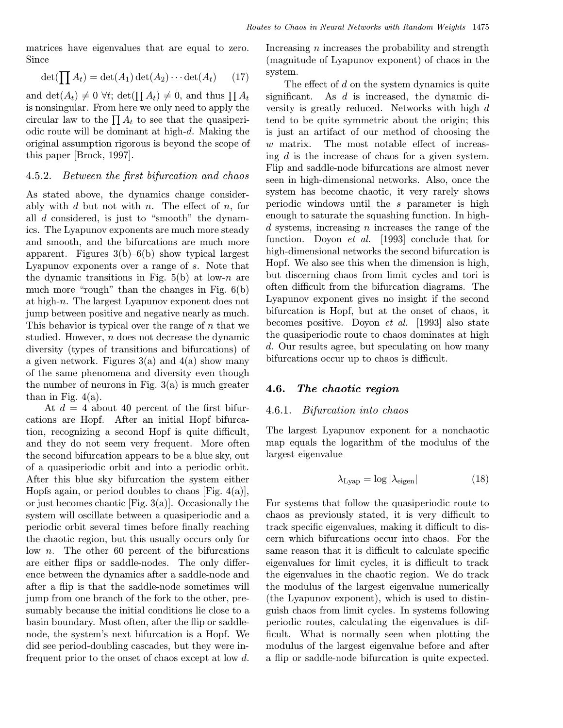matrices have eigenvalues that are equal to zero. Since

$$\det(\prod A_t) = \det(A_1)\det(A_2)\cdots\det(A_t) \qquad (17)$$

and $\det(A_t) \neq 0\ \forall t$; $\det(\prod A_t) \neq 0$, and thus $\prod A_t$ is nonsingular. From here we only need to apply the circular law to the $\prod A_t$ to see that the quasiperiodic route will be dominant at high-$d$. Making the original assumption rigorous is beyond the scope of this paper [Brock, 1997].

#### 4.5.2. *Between the first bifurcation and chaos*

As stated above, the dynamics change considerably with $d$ but not with $n$. The effect of $n$, for all $d$ considered, is just to "smooth" the dynamics. The Lyapunov exponents are much more steady and smooth, and the bifurcations are much more apparent. Figures 3(b)–6(b) show typical largest Lyapunov exponents over a range of $s$. Note that the dynamic transitions in Fig. 5(b) at low-$n$ are much more "rough" than the changes in Fig. 6(b) at high-$n$. The largest Lyapunov exponent does not jump between positive and negative nearly as much. This behavior is typical over the range of $n$ that we studied. However, $n$ does not decrease the dynamic diversity (types of transitions and bifurcations) of a given network. Figures 3(a) and 4(a) show many of the same phenomena and diversity even though the number of neurons in Fig. 3(a) is much greater than in Fig. 4(a).

At $d = 4$ about 40 percent of the first bifurcations are Hopf. After an initial Hopf bifurcation, recognizing a second Hopf is quite difficult, and they do not seem very frequent. More often the second bifurcation appears to be a blue sky, out of a quasiperiodic orbit and into a periodic orbit. After this blue sky bifurcation the system either Hopfs again, or period doubles to chaos [Fig. 4(a)], or just becomes chaotic [Fig. 3(a)]. Occasionally the system will oscillate between a quasiperiodic and a periodic orbit several times before finally reaching the chaotic region, but this usually occurs only for low $n$. The other 60 percent of the bifurcations are either flips or saddle-nodes. The only difference between the dynamics after a saddle-node and after a flip is that the saddle-node sometimes will jump from one branch of the fork to the other, presumably because the initial conditions lie close to a basin boundary. Most often, after the flip or saddle-node, the system's next bifurcation is a Hopf. We did see period-doubling cascades, but they were infrequent prior to the onset of chaos except at low $d$. Increasing $n$ increases the probability and strength (magnitude of Lyapunov exponent) of chaos in the system.

The effect of $d$ on the system dynamics is quite significant. As $d$ is increased, the dynamic diversity is greatly reduced. Networks with high $d$ tend to be quite symmetric about the origin; this is just an artifact of our method of choosing the $w$ matrix. The most notable effect of increasing $d$ is the increase of chaos for a given system. Flip and saddle-node bifurcations are almost never seen in high-dimensional networks. Also, once the system has become chaotic, it very rarely shows periodic windows until the $s$ parameter is high enough to saturate the squashing function. In high-$d$ systems, increasing $n$ increases the range of the function. Doyon *et al.* [1993] conclude that for high-dimensional networks the second bifurcation is Hopf. We also see this when the dimension is high, but discerning chaos from limit cycles and tori is often difficult from the bifurcation diagrams. The Lyapunov exponent gives no insight if the second bifurcation is Hopf, but at the onset of chaos, it becomes positive. Doyon *et al.* [1993] also state the quasiperiodic route to chaos dominates at high $d$. Our results agree, but speculating on how many bifurcations occur up to chaos is difficult.

### 4.6. *The chaotic region*

#### 4.6.1. *Bifurcation into chaos*

The largest Lyapunov exponent for a nonchaotic map equals the logarithm of the modulus of the largest eigenvalue

$$\lambda_{\text{Lyap}} = \log|\lambda_{\text{eigen}}| \qquad (18)$$

For systems that follow the quasiperiodic route to chaos as previously stated, it is very difficult to track specific eigenvalues, making it difficult to discern which bifurcations occur into chaos. For the same reason that it is difficult to calculate specific eigenvalues for limit cycles, it is difficult to track the eigenvalues in the chaotic region. We do track the modulus of the largest eigenvalue numerically (the Lyapunov exponent), which is used to distinguish chaos from limit cycles. In systems following periodic routes, calculating the eigenvalues is difficult. What is normally seen when plotting the modulus of the largest eigenvalue before and after a flip or saddle-node bifurcation is quite expected.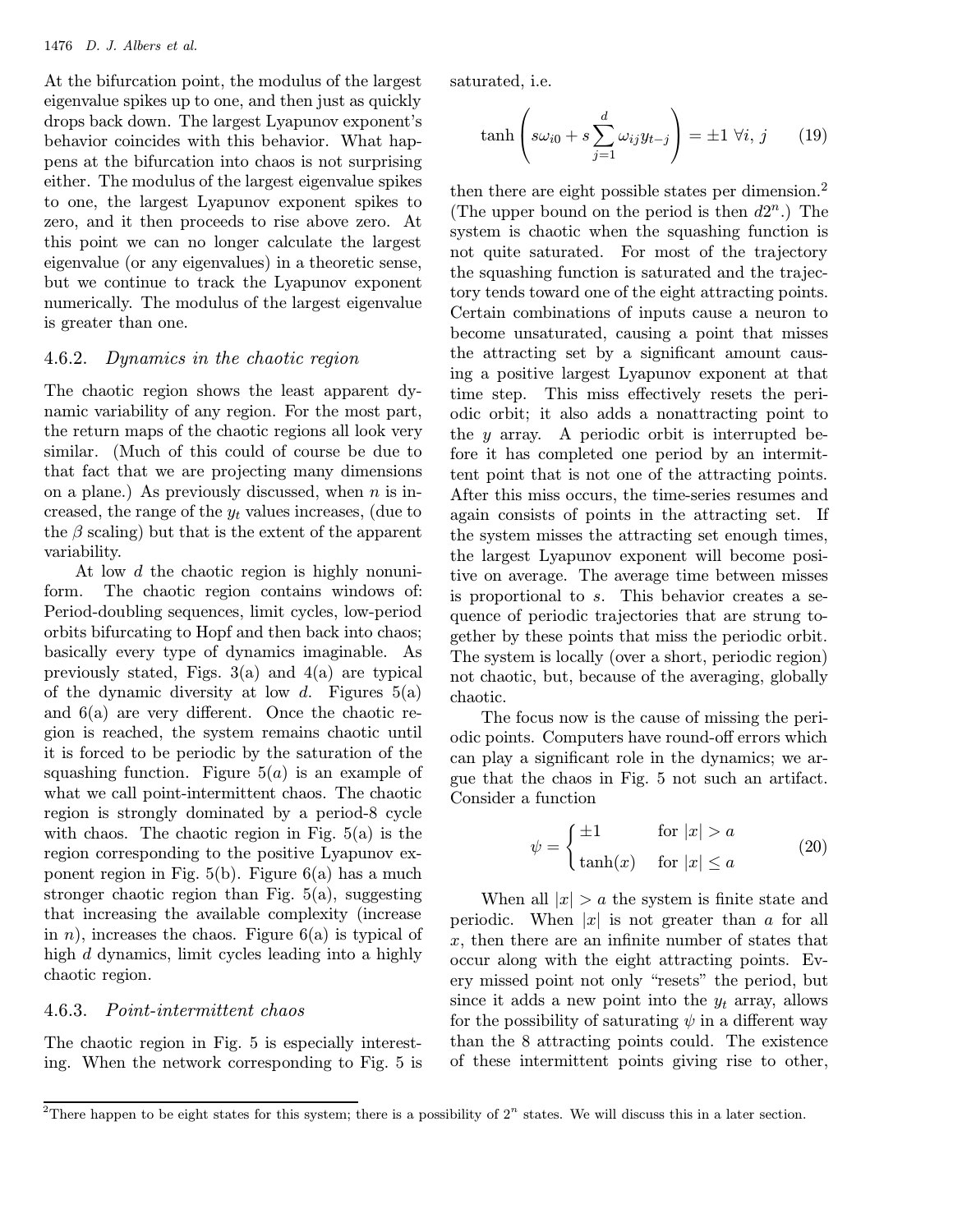At the bifurcation point, the modulus of the largest eigenvalue spikes up to one, and then just as quickly drops back down. The largest Lyapunov exponent's behavior coincides with this behavior. What happens at the bifurcation into chaos is not surprising either. The modulus of the largest eigenvalue spikes to one, the largest Lyapunov exponent spikes to zero, and it then proceeds to rise above zero. At this point we can no longer calculate the largest eigenvalue (or any eigenvalues) in a theoretic sense, but we continue to track the Lyapunov exponent numerically. The modulus of the largest eigenvalue is greater than one.

#### 4.6.2. *Dynamics in the chaotic region*

The chaotic region shows the least apparent dynamic variability of any region. For the most part, the return maps of the chaotic regions all look very similar. (Much of this could of course be due to that fact that we are projecting many dimensions on a plane.) As previously discussed, when $n$ is increased, the range of the $y_t$ values increases, (due to the $\beta$ scaling) but that is the extent of the apparent variability.

At low $d$ the chaotic region is highly nonuniform. The chaotic region contains windows of: Period-doubling sequences, limit cycles, low-period orbits bifurcating to Hopf and then back into chaos; basically every type of dynamics imaginable. As previously stated, Figs. 3(a) and 4(a) are typical of the dynamic diversity at low $d$. Figures 5(a) and 6(a) are very different. Once the chaotic region is reached, the system remains chaotic until it is forced to be periodic by the saturation of the squashing function. Figure 5(*a*) is an example of what we call point-intermittent chaos. The chaotic region is strongly dominated by a period-8 cycle with chaos. The chaotic region in Fig. 5(a) is the region corresponding to the positive Lyapunov exponent region in Fig. 5(b). Figure 6(a) has a much stronger chaotic region than Fig. 5(a), suggesting that increasing the available complexity (increase in $n$), increases the chaos. Figure 6(a) is typical of high $d$ dynamics, limit cycles leading into a highly chaotic region.

#### 4.6.3. *Point-intermittent chaos*

The chaotic region in Fig. 5 is especially interesting. When the network corresponding to Fig. 5 is saturated, i.e.

$$\tanh\left(s\omega_{i0} + s\sum_{j=1}^{d}\omega_{ij}y_{t-j}\right) = \pm 1 \ \forall i,\, j \qquad (19)$$

then there are eight possible states per dimension.[2] (The upper bound on the period is then $d2^n$.) The system is chaotic when the squashing function is not quite saturated. For most of the trajectory the squashing function is saturated and the trajectory tends toward one of the eight attracting points. Certain combinations of inputs cause a neuron to become unsaturated, causing a point that misses the attracting set by a significant amount causing a positive largest Lyapunov exponent at that time step. This miss effectively resets the periodic orbit; it also adds a nonattracting point to the $y$ array. A periodic orbit is interrupted before it has completed one period by an intermittent point that is not one of the attracting points. After this miss occurs, the time-series resumes and again consists of points in the attracting set. If the system misses the attracting set enough times, the largest Lyapunov exponent will become positive on average. The average time between misses is proportional to $s$. This behavior creates a sequence of periodic trajectories that are strung together by these points that miss the periodic orbit. The system is locally (over a short, periodic region) not chaotic, but, because of the averaging, globally chaotic.

The focus now is the cause of missing the periodic points. Computers have round-off errors which can play a significant role in the dynamics; we argue that the chaos in Fig. 5 not such an artifact. Consider a function

$$\psi = \begin{cases} \pm 1 & \text{for } |x| > a \\ \tanh(x) & \text{for } |x| \leq a \end{cases} \qquad (20)$$

When all $|x| > a$ the system is finite state and periodic. When $|x|$ is not greater than $a$ for all $x$, then there are an infinite number of states that occur along with the eight attracting points. Every missed point not only "resets" the period, but since it adds a new point into the $y_t$ array, allows for the possibility of saturating $\psi$ in a different way than the 8 attracting points could. The existence of these intermittent points giving rise to other,

[2] There happen to be eight states for this system; there is a possibility of $2^n$ states. We will discuss this in a later section.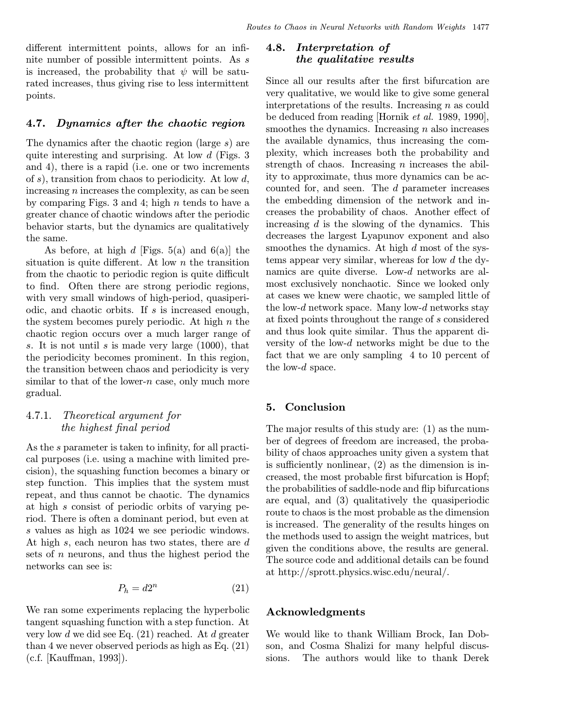different intermittent points, allows for an infinite number of possible intermittent points. As $s$ is increased, the probability that $\psi$ will be saturated increases, thus giving rise to less intermittent points.

### 4.7. *Dynamics after the chaotic region*

The dynamics after the chaotic region (large $s$) are quite interesting and surprising. At low $d$ (Figs. 3 and 4), there is a rapid (i.e. one or two increments of $s$), transition from chaos to periodicity. At low $d$, increasing $n$ increases the complexity, as can be seen by comparing Figs. 3 and 4; high $n$ tends to have a greater chance of chaotic windows after the periodic behavior starts, but the dynamics are qualitatively the same.

As before, at high $d$ [Figs. 5(a) and 6(a)] the situation is quite different. At low $n$ the transition from the chaotic to periodic region is quite difficult to find. Often there are strong periodic regions, with very small windows of high-period, quasiperiodic, and chaotic orbits. If $s$ is increased enough, the system becomes purely periodic. At high $n$ the chaotic region occurs over a much larger range of $s$. It is not until $s$ is made very large (1000), that the periodicity becomes prominent. In this region, the transition between chaos and periodicity is very similar to that of the lower-$n$ case, only much more gradual.

#### 4.7.1. *Theoretical argument for the highest final period*

As the $s$ parameter is taken to infinity, for all practical purposes (i.e. using a machine with limited precision), the squashing function becomes a binary or step function. This implies that the system must repeat, and thus cannot be chaotic. The dynamics at high $s$ consist of periodic orbits of varying period. There is often a dominant period, but even at $s$ values as high as 1024 we see periodic windows. At high $s$, each neuron has two states, there are $d$ sets of $n$ neurons, and thus the highest period the networks can see is:

$$P_h = d2^n \tag{21}$$

We ran some experiments replacing the hyperbolic tangent squashing function with a step function. At very low $d$ we did see Eq. (21) reached. At $d$ greater than 4 we never observed periods as high as Eq. (21) (c.f. [Kauffman, 1993]).

### 4.8. *Interpretation of the qualitative results*

Since all our results after the first bifurcation are very qualitative, we would like to give some general interpretations of the results. Increasing $n$ as could be deduced from reading [Hornik *et al.* 1989, 1990], smoothes the dynamics. Increasing $n$ also increases the available dynamics, thus increasing the complexity, which increases both the probability and strength of chaos. Increasing $n$ increases the ability to approximate, thus more dynamics can be accounted for, and seen. The $d$ parameter increases the embedding dimension of the network and increases the probability of chaos. Another effect of increasing $d$ is the slowing of the dynamics. This decreases the largest Lyapunov exponent and also smoothes the dynamics. At high $d$ most of the systems appear very similar, whereas for low $d$ the dynamics are quite diverse. Low-$d$ networks are almost exclusively nonchaotic. Since we looked only at cases we knew were chaotic, we sampled little of the low-$d$ network space. Many low-$d$ networks stay at fixed points throughout the range of $s$ considered and thus look quite similar. Thus the apparent diversity of the low-$d$ networks might be due to the fact that we are only sampling 4 to 10 percent of the low-$d$ space.

## 5. Conclusion

The major results of this study are: (1) as the number of degrees of freedom are increased, the probability of chaos approaches unity given a system that is sufficiently nonlinear, (2) as the dimension is increased, the most probable first bifurcation is Hopf; the probabilities of saddle-node and flip bifurcations are equal, and (3) qualitatively the quasiperiodic route to chaos is the most probable as the dimension is increased. The generality of the results hinges on the methods used to assign the weight matrices, but given the conditions above, the results are general. The source code and additional details can be found at http://sprott.physics.wisc.edu/neural/.

## Acknowledgments

We would like to thank William Brock, Ian Dobson, and Cosma Shalizi for many helpful discussions. The authors would like to thank Derek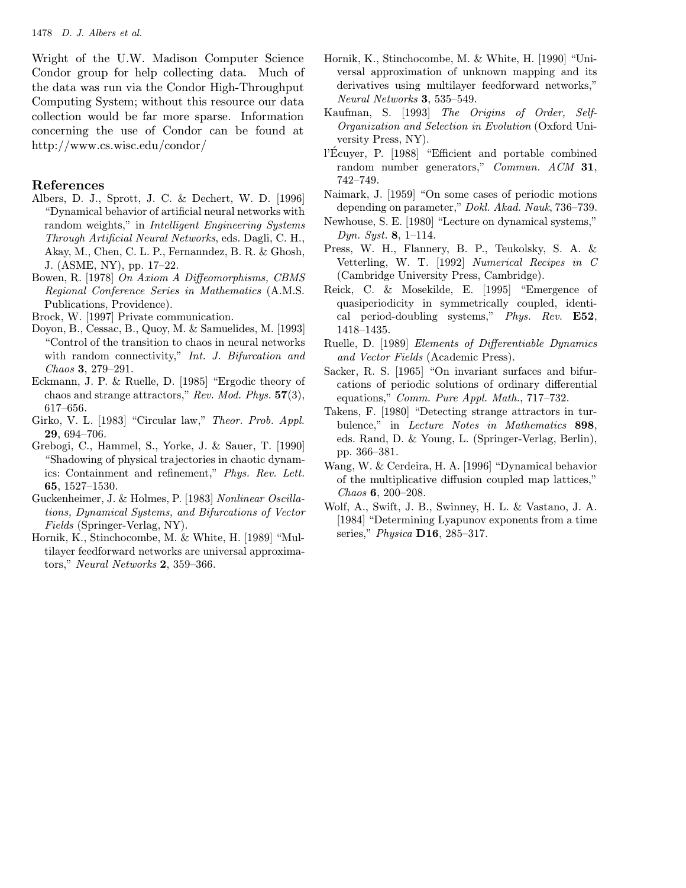Wright of the U.W. Madison Computer Science Condor group for help collecting data. Much of the data was run via the Condor High-Throughput Computing System; without this resource our data collection would be far more sparse. Information concerning the use of Condor can be found at http://www.cs.wisc.edu/condor/

## References

Albers, D. J., Sprott, J. C. & Dechert, W. D. [1996] "Dynamical behavior of artificial neural networks with random weights," in *Intelligent Engineering Systems Through Artificial Neural Networks*, eds. Dagli, C. H., Akay, M., Chen, C. L. P., Fernanndez, B. R. & Ghosh, J. (ASME, NY), pp. 17–22.

Bowen, R. [1978] *On Axiom A Diffeomorphisms, CBMS Regional Conference Series in Mathematics* (A.M.S. Publications, Providence).

Brock, W. [1997] Private communication.

Doyon, B., Cessac, B., Quoy, M. & Samuelides, M. [1993] "Control of the transition to chaos in neural networks with random connectivity," *Int. J. Bifurcation and Chaos* **3**, 279–291.

Eckmann, J. P. & Ruelle, D. [1985] "Ergodic theory of chaos and strange attractors," *Rev. Mod. Phys.* **57**(3), 617–656.

Girko, V. L. [1983] "Circular law," *Theor. Prob. Appl.* **29**, 694–706.

Grebogi, C., Hammel, S., Yorke, J. & Sauer, T. [1990] "Shadowing of physical trajectories in chaotic dynamics: Containment and refinement," *Phys. Rev. Lett.* **65**, 1527–1530.

Guckenheimer, J. & Holmes, P. [1983] *Nonlinear Oscillations, Dynamical Systems, and Bifurcations of Vector Fields* (Springer-Verlag, NY).

Hornik, K., Stinchocombe, M. & White, H. [1989] "Multilayer feedforward networks are universal approximators," *Neural Networks* **2**, 359–366.

Hornik, K., Stinchocombe, M. & White, H. [1990] "Universal approximation of unknown mapping and its derivatives using multilayer feedforward networks," *Neural Networks* **3**, 535–549.

Kaufman, S. [1993] *The Origins of Order, Self-Organization and Selection in Evolution* (Oxford University Press, NY).

l'Écuyer, P. [1988] "Efficient and portable combined random number generators," *Commun. ACM* **31**, 742–749.

Naimark, J. [1959] "On some cases of periodic motions depending on parameter," *Dokl. Akad. Nauk*, 736–739.

Newhouse, S. E. [1980] "Lecture on dynamical systems," *Dyn. Syst.* **8**, 1–114.

Press, W. H., Flannery, B. P., Teukolsky, S. A. & Vetterling, W. T. [1992] *Numerical Recipes in C* (Cambridge University Press, Cambridge).

Reick, C. & Mosekilde, E. [1995] "Emergence of quasiperiodicity in symmetrically coupled, identical period-doubling systems," *Phys. Rev.* **E52**, 1418–1435.

Ruelle, D. [1989] *Elements of Differentiable Dynamics and Vector Fields* (Academic Press).

Sacker, R. S. [1965] "On invariant surfaces and bifurcations of periodic solutions of ordinary differential equations," *Comm. Pure Appl. Math.*, 717–732.

Takens, F. [1980] "Detecting strange attractors in turbulence," in *Lecture Notes in Mathematics* **898**, eds. Rand, D. & Young, L. (Springer-Verlag, Berlin), pp. 366–381.

Wang, W. & Cerdeira, H. A. [1996] "Dynamical behavior of the multiplicative diffusion coupled map lattices," *Chaos* **6**, 200–208.

Wolf, A., Swift, J. B., Swinney, H. L. & Vastano, J. A. [1984] "Determining Lyapunov exponents from a time series," *Physica* **D16**, 285–317.